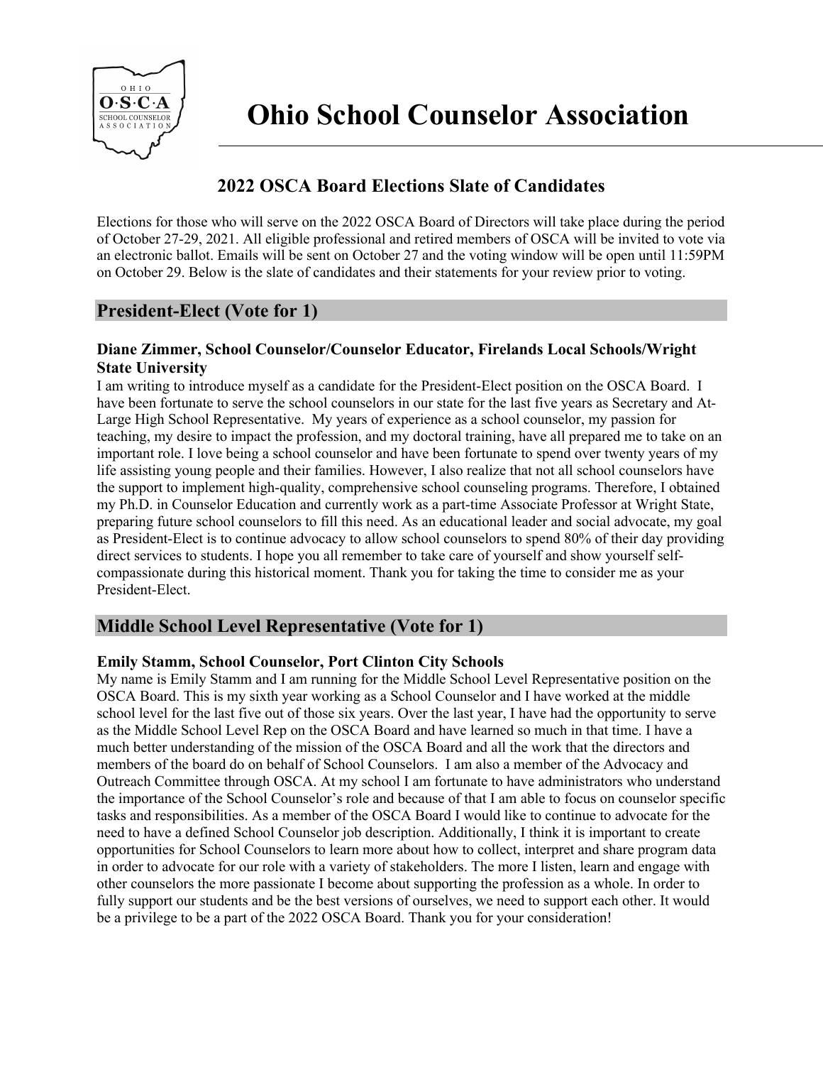# Ohio School Counselor Association

## 2022 OSCA Board Elections Slate of Candidates

Elections for those who will serve on the 2022 OSCA Board of Directors will take place during the period of October 27-29, 2021. All eligible professional and retired members of OSCA will be invited to vote via an electronic ballot. Emails will be sent on October 27 and the voting window will be open until 11:59PM on October 29. Below is the slate of candidates and their statements for your review prior to voting.

## President-Elect (Vote for 1)

### Diane Zimmer, School Counselor/Counselor Educator, Firelands Local Schools/Wright State University

I am writing to introduce myself as a candidate for the President-Elect position on the OSCA Board. I have been fortunate to serve the school counselors in our state for the last five years as Secretary and At-Large High School Representative. My years of experience as a school counselor, my passion for teaching, my desire to impact the profession, and my doctoral training, have all prepared me to take on an important role. I love being a school counselor and have been fortunate to spend over twenty years of my life assisting young people and their families. However, I also realize that not all school counselors have the support to implement high-quality, comprehensive school counseling programs. Therefore, I obtained my Ph.D. in Counselor Education and currently work as a part-time Associate Professor at Wright State, preparing future school counselors to fill this need. As an educational leader and social advocate, my goal as President-Elect is to continue advocacy to allow school counselors to spend 80% of their day providing direct services to students. I hope you all remember to take care of yourself and show yourself self-compassionate during this historical moment. Thank you for taking the time to consider me as your President-Elect.

## Middle School Level Representative (Vote for 1)

### Emily Stamm, School Counselor, Port Clinton City Schools

My name is Emily Stamm and I am running for the Middle School Level Representative position on the OSCA Board. This is my sixth year working as a School Counselor and I have worked at the middle school level for the last five out of those six years. Over the last year, I have had the opportunity to serve as the Middle School Level Rep on the OSCA Board and have learned so much in that time. I have a much better understanding of the mission of the OSCA Board and all the work that the directors and members of the board do on behalf of School Counselors. I am also a member of the Advocacy and Outreach Committee through OSCA. At my school I am fortunate to have administrators who understand the importance of the School Counselor's role and because of that I am able to focus on counselor specific tasks and responsibilities. As a member of the OSCA Board I would like to continue to advocate for the need to have a defined School Counselor job description. Additionally, I think it is important to create opportunities for School Counselors to learn more about how to collect, interpret and share program data in order to advocate for our role with a variety of stakeholders. The more I listen, learn and engage with other counselors the more passionate I become about supporting the profession as a whole. In order to fully support our students and be the best versions of ourselves, we need to support each other. It would be a privilege to be a part of the 2022 OSCA Board. Thank you for your consideration!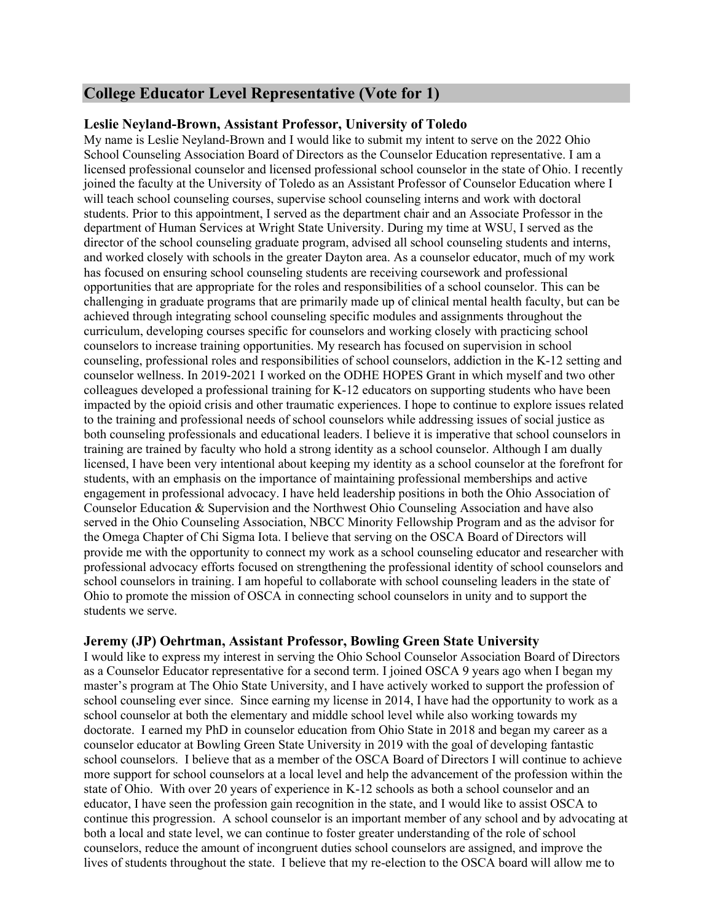## College Educator Level Representative (Vote for 1)

### Leslie Neyland-Brown, Assistant Professor, University of Toledo

My name is Leslie Neyland-Brown and I would like to submit my intent to serve on the 2022 Ohio School Counseling Association Board of Directors as the Counselor Education representative. I am a licensed professional counselor and licensed professional school counselor in the state of Ohio. I recently joined the faculty at the University of Toledo as an Assistant Professor of Counselor Education where I will teach school counseling courses, supervise school counseling interns and work with doctoral students. Prior to this appointment, I served as the department chair and an Associate Professor in the department of Human Services at Wright State University. During my time at WSU, I served as the director of the school counseling graduate program, advised all school counseling students and interns, and worked closely with schools in the greater Dayton area. As a counselor educator, much of my work has focused on ensuring school counseling students are receiving coursework and professional opportunities that are appropriate for the roles and responsibilities of a school counselor. This can be challenging in graduate programs that are primarily made up of clinical mental health faculty, but can be achieved through integrating school counseling specific modules and assignments throughout the curriculum, developing courses specific for counselors and working closely with practicing school counselors to increase training opportunities. My research has focused on supervision in school counseling, professional roles and responsibilities of school counselors, addiction in the K-12 setting and counselor wellness. In 2019-2021 I worked on the ODHE HOPES Grant in which myself and two other colleagues developed a professional training for K-12 educators on supporting students who have been impacted by the opioid crisis and other traumatic experiences. I hope to continue to explore issues related to the training and professional needs of school counselors while addressing issues of social justice as both counseling professionals and educational leaders. I believe it is imperative that school counselors in training are trained by faculty who hold a strong identity as a school counselor. Although I am dually licensed, I have been very intentional about keeping my identity as a school counselor at the forefront for students, with an emphasis on the importance of maintaining professional memberships and active engagement in professional advocacy. I have held leadership positions in both the Ohio Association of Counselor Education & Supervision and the Northwest Ohio Counseling Association and have also served in the Ohio Counseling Association, NBCC Minority Fellowship Program and as the advisor for the Omega Chapter of Chi Sigma Iota. I believe that serving on the OSCA Board of Directors will provide me with the opportunity to connect my work as a school counseling educator and researcher with professional advocacy efforts focused on strengthening the professional identity of school counselors and school counselors in training. I am hopeful to collaborate with school counseling leaders in the state of Ohio to promote the mission of OSCA in connecting school counselors in unity and to support the students we serve.

### Jeremy (JP) Oehrtman, Assistant Professor, Bowling Green State University

I would like to express my interest in serving the Ohio School Counselor Association Board of Directors as a Counselor Educator representative for a second term. I joined OSCA 9 years ago when I began my master's program at The Ohio State University, and I have actively worked to support the profession of school counseling ever since. Since earning my license in 2014, I have had the opportunity to work as a school counselor at both the elementary and middle school level while also working towards my doctorate. I earned my PhD in counselor education from Ohio State in 2018 and began my career as a counselor educator at Bowling Green State University in 2019 with the goal of developing fantastic school counselors. I believe that as a member of the OSCA Board of Directors I will continue to achieve more support for school counselors at a local level and help the advancement of the profession within the state of Ohio. With over 20 years of experience in K-12 schools as both a school counselor and an educator, I have seen the profession gain recognition in the state, and I would like to assist OSCA to continue this progression. A school counselor is an important member of any school and by advocating at both a local and state level, we can continue to foster greater understanding of the role of school counselors, reduce the amount of incongruent duties school counselors are assigned, and improve the lives of students throughout the state. I believe that my re-election to the OSCA board will allow me to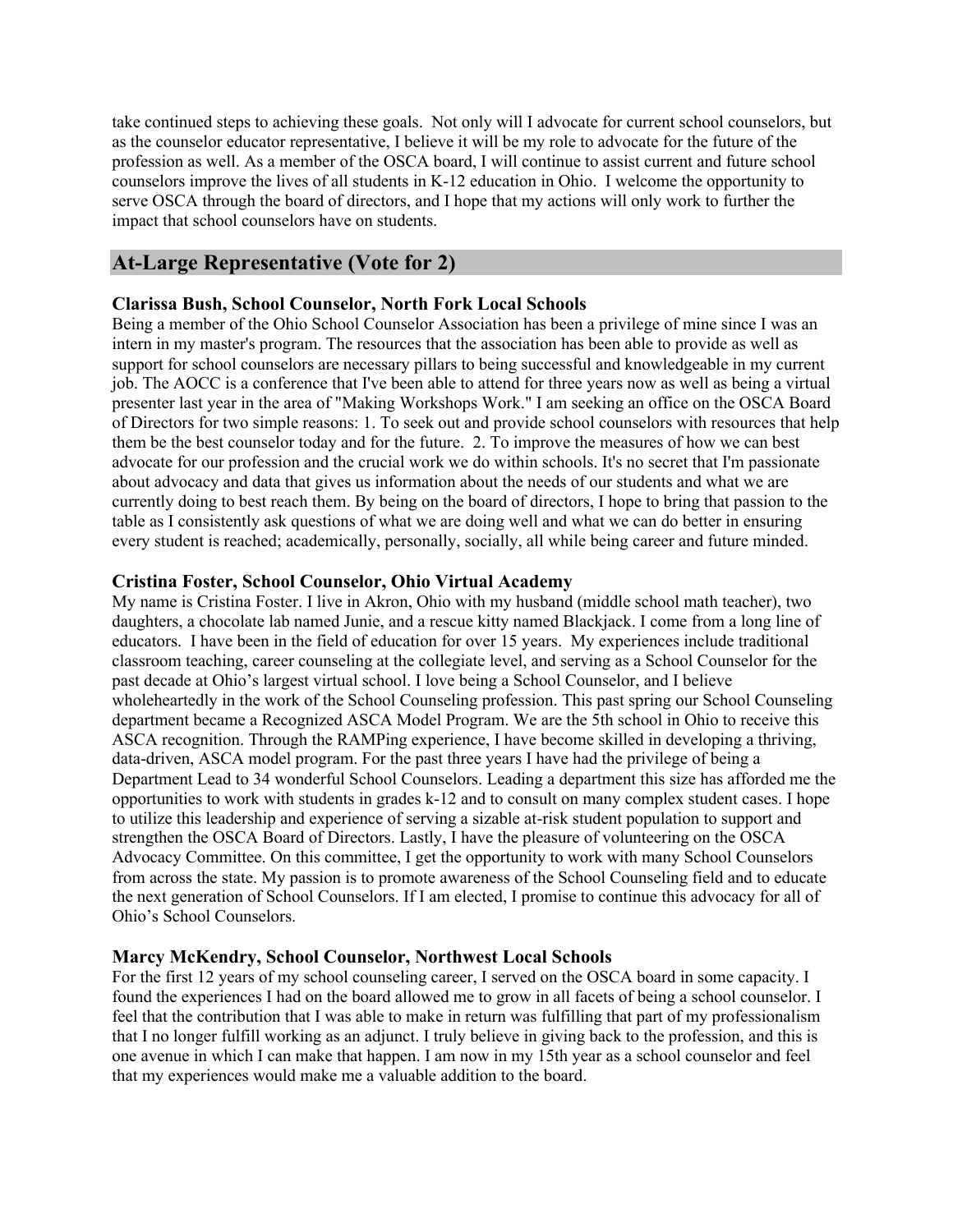take continued steps to achieving these goals. Not only will I advocate for current school counselors, but as the counselor educator representative, I believe it will be my role to advocate for the future of the profession as well. As a member of the OSCA board, I will continue to assist current and future school counselors improve the lives of all students in K-12 education in Ohio. I welcome the opportunity to serve OSCA through the board of directors, and I hope that my actions will only work to further the impact that school counselors have on students.

## At-Large Representative (Vote for 2)

### Clarissa Bush, School Counselor, North Fork Local Schools

Being a member of the Ohio School Counselor Association has been a privilege of mine since I was an intern in my master's program. The resources that the association has been able to provide as well as support for school counselors are necessary pillars to being successful and knowledgeable in my current job. The AOCC is a conference that I've been able to attend for three years now as well as being a virtual presenter last year in the area of "Making Workshops Work." I am seeking an office on the OSCA Board of Directors for two simple reasons: 1. To seek out and provide school counselors with resources that help them be the best counselor today and for the future. 2. To improve the measures of how we can best advocate for our profession and the crucial work we do within schools. It's no secret that I'm passionate about advocacy and data that gives us information about the needs of our students and what we are currently doing to best reach them. By being on the board of directors, I hope to bring that passion to the table as I consistently ask questions of what we are doing well and what we can do better in ensuring every student is reached; academically, personally, socially, all while being career and future minded.

### Cristina Foster, School Counselor, Ohio Virtual Academy

My name is Cristina Foster. I live in Akron, Ohio with my husband (middle school math teacher), two daughters, a chocolate lab named Junie, and a rescue kitty named Blackjack. I come from a long line of educators. I have been in the field of education for over 15 years. My experiences include traditional classroom teaching, career counseling at the collegiate level, and serving as a School Counselor for the past decade at Ohio's largest virtual school. I love being a School Counselor, and I believe wholeheartedly in the work of the School Counseling profession. This past spring our School Counseling department became a Recognized ASCA Model Program. We are the 5th school in Ohio to receive this ASCA recognition. Through the RAMPing experience, I have become skilled in developing a thriving, data-driven, ASCA model program. For the past three years I have had the privilege of being a Department Lead to 34 wonderful School Counselors. Leading a department this size has afforded me the opportunities to work with students in grades k-12 and to consult on many complex student cases. I hope to utilize this leadership and experience of serving a sizable at-risk student population to support and strengthen the OSCA Board of Directors. Lastly, I have the pleasure of volunteering on the OSCA Advocacy Committee. On this committee, I get the opportunity to work with many School Counselors from across the state. My passion is to promote awareness of the School Counseling field and to educate the next generation of School Counselors. If I am elected, I promise to continue this advocacy for all of Ohio's School Counselors.

### Marcy McKendry, School Counselor, Northwest Local Schools

For the first 12 years of my school counseling career, I served on the OSCA board in some capacity. I found the experiences I had on the board allowed me to grow in all facets of being a school counselor. I feel that the contribution that I was able to make in return was fulfilling that part of my professionalism that I no longer fulfill working as an adjunct. I truly believe in giving back to the profession, and this is one avenue in which I can make that happen. I am now in my 15th year as a school counselor and feel that my experiences would make me a valuable addition to the board.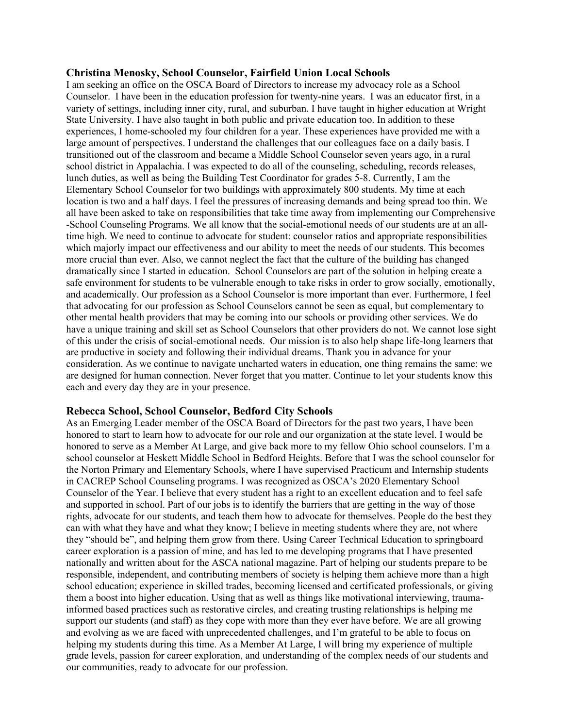**Christina Menosky, School Counselor, Fairfield Union Local Schools**

I am seeking an office on the OSCA Board of Directors to increase my advocacy role as a School Counselor. I have been in the education profession for twenty-nine years. I was an educator first, in a variety of settings, including inner city, rural, and suburban. I have taught in higher education at Wright State University. I have also taught in both public and private education too. In addition to these experiences, I home-schooled my four children for a year. These experiences have provided me with a large amount of perspectives. I understand the challenges that our colleagues face on a daily basis. I transitioned out of the classroom and became a Middle School Counselor seven years ago, in a rural school district in Appalachia. I was expected to do all of the counseling, scheduling, records releases, lunch duties, as well as being the Building Test Coordinator for grades 5-8. Currently, I am the Elementary School Counselor for two buildings with approximately 800 students. My time at each location is two and a half days. I feel the pressures of increasing demands and being spread too thin. We all have been asked to take on responsibilities that take time away from implementing our Comprehensive -School Counseling Programs. We all know that the social-emotional needs of our students are at an all-time high. We need to continue to advocate for student: counselor ratios and appropriate responsibilities which majorly impact our effectiveness and our ability to meet the needs of our students. This becomes more crucial than ever. Also, we cannot neglect the fact that the culture of the building has changed dramatically since I started in education. School Counselors are part of the solution in helping create a safe environment for students to be vulnerable enough to take risks in order to grow socially, emotionally, and academically. Our profession as a School Counselor is more important than ever. Furthermore, I feel that advocating for our profession as School Counselors cannot be seen as equal, but complementary to other mental health providers that may be coming into our schools or providing other services. We do have a unique training and skill set as School Counselors that other providers do not. We cannot lose sight of this under the crisis of social-emotional needs. Our mission is to also help shape life-long learners that are productive in society and following their individual dreams. Thank you in advance for your consideration. As we continue to navigate uncharted waters in education, one thing remains the same: we are designed for human connection. Never forget that you matter. Continue to let your students know this each and every day they are in your presence.

**Rebecca School, School Counselor, Bedford City Schools**

As an Emerging Leader member of the OSCA Board of Directors for the past two years, I have been honored to start to learn how to advocate for our role and our organization at the state level. I would be honored to serve as a Member At Large, and give back more to my fellow Ohio school counselors. I'm a school counselor at Heskett Middle School in Bedford Heights. Before that I was the school counselor for the Norton Primary and Elementary Schools, where I have supervised Practicum and Internship students in CACREP School Counseling programs. I was recognized as OSCA's 2020 Elementary School Counselor of the Year. I believe that every student has a right to an excellent education and to feel safe and supported in school. Part of our jobs is to identify the barriers that are getting in the way of those rights, advocate for our students, and teach them how to advocate for themselves. People do the best they can with what they have and what they know; I believe in meeting students where they are, not where they "should be", and helping them grow from there. Using Career Technical Education to springboard career exploration is a passion of mine, and has led to me developing programs that I have presented nationally and written about for the ASCA national magazine. Part of helping our students prepare to be responsible, independent, and contributing members of society is helping them achieve more than a high school education; experience in skilled trades, becoming licensed and certificated professionals, or giving them a boost into higher education. Using that as well as things like motivational interviewing, trauma-informed based practices such as restorative circles, and creating trusting relationships is helping me support our students (and staff) as they cope with more than they ever have before. We are all growing and evolving as we are faced with unprecedented challenges, and I'm grateful to be able to focus on helping my students during this time. As a Member At Large, I will bring my experience of multiple grade levels, passion for career exploration, and understanding of the complex needs of our students and our communities, ready to advocate for our profession.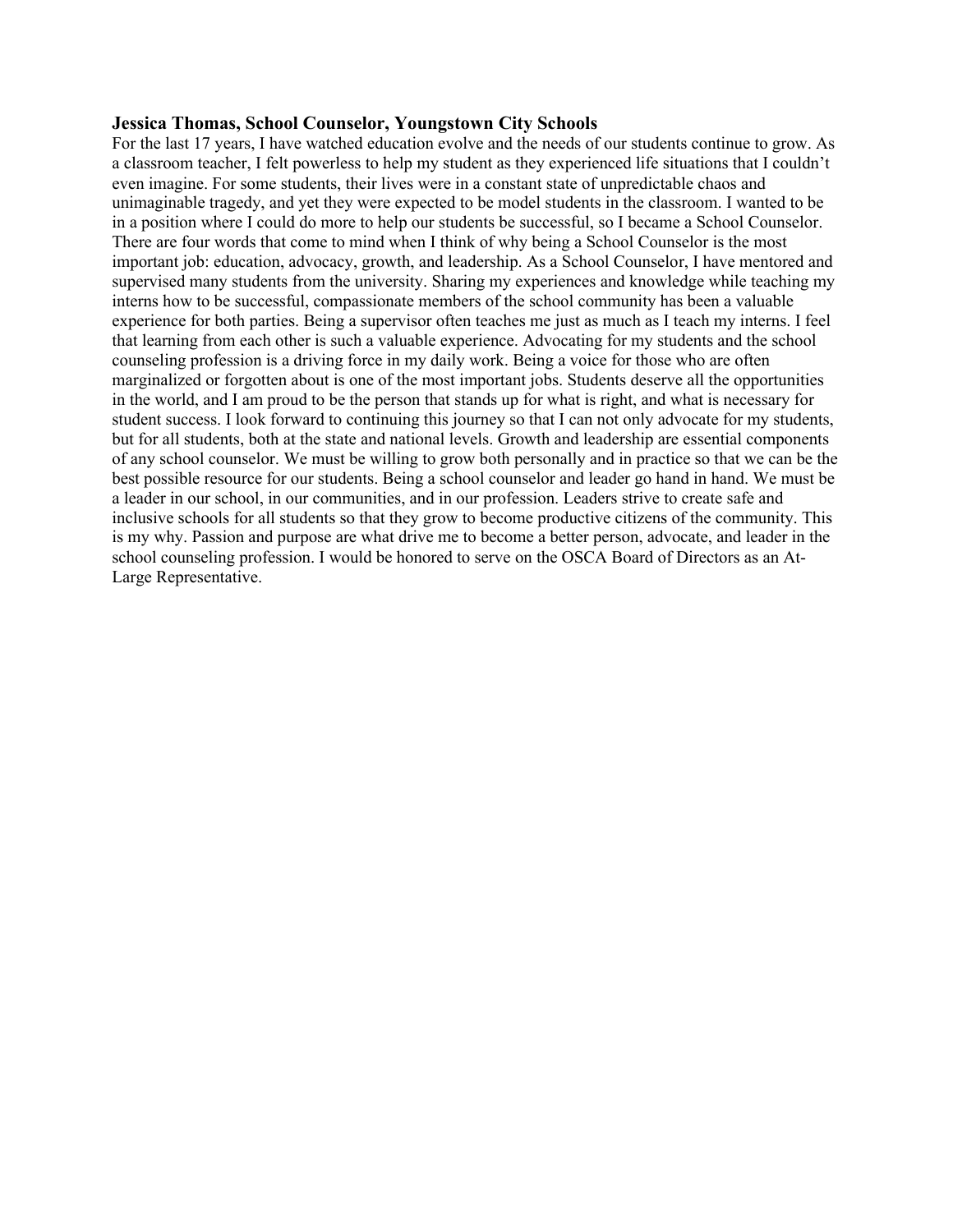**Jessica Thomas, School Counselor, Youngstown City Schools**

For the last 17 years, I have watched education evolve and the needs of our students continue to grow. As a classroom teacher, I felt powerless to help my student as they experienced life situations that I couldn't even imagine. For some students, their lives were in a constant state of unpredictable chaos and unimaginable tragedy, and yet they were expected to be model students in the classroom. I wanted to be in a position where I could do more to help our students be successful, so I became a School Counselor. There are four words that come to mind when I think of why being a School Counselor is the most important job: education, advocacy, growth, and leadership. As a School Counselor, I have mentored and supervised many students from the university. Sharing my experiences and knowledge while teaching my interns how to be successful, compassionate members of the school community has been a valuable experience for both parties. Being a supervisor often teaches me just as much as I teach my interns. I feel that learning from each other is such a valuable experience. Advocating for my students and the school counseling profession is a driving force in my daily work. Being a voice for those who are often marginalized or forgotten about is one of the most important jobs. Students deserve all the opportunities in the world, and I am proud to be the person that stands up for what is right, and what is necessary for student success. I look forward to continuing this journey so that I can not only advocate for my students, but for all students, both at the state and national levels. Growth and leadership are essential components of any school counselor. We must be willing to grow both personally and in practice so that we can be the best possible resource for our students. Being a school counselor and leader go hand in hand. We must be a leader in our school, in our communities, and in our profession. Leaders strive to create safe and inclusive schools for all students so that they grow to become productive citizens of the community. This is my why. Passion and purpose are what drive me to become a better person, advocate, and leader in the school counseling profession. I would be honored to serve on the OSCA Board of Directors as an At-Large Representative.